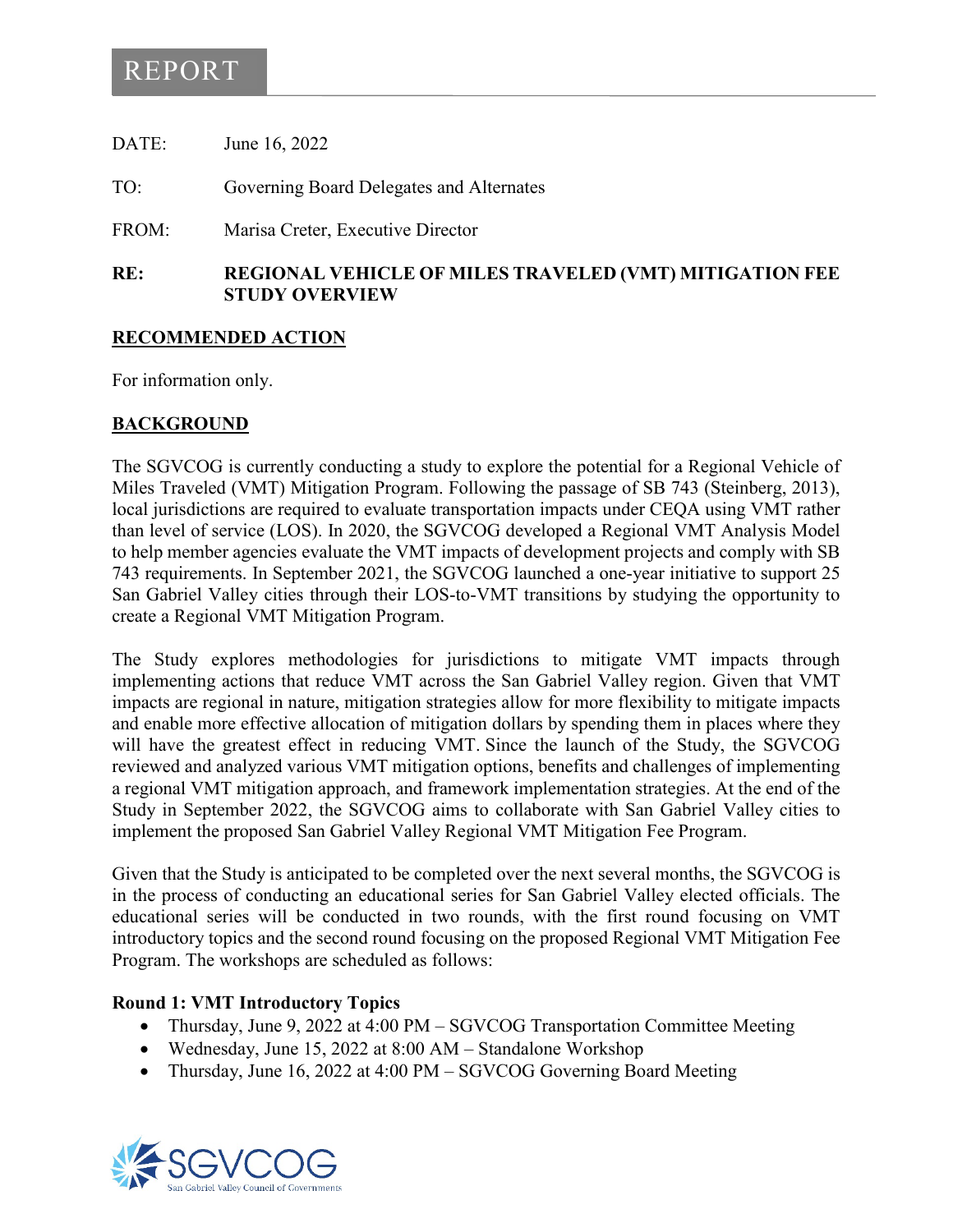# REPORT

DATE: June 16, 2022

TO: Governing Board Delegates and Alternates

FROM: Marisa Creter, Executive Director

**RE: REGIONAL VEHICLE OF MILES TRAVELED (VMT) MITIGATION FEE STUDY OVERVIEW**

## RECOMMENDED ACTION

For information only.

## BACKGROUND

The SGVCOG is currently conducting a study to explore the potential for a Regional Vehicle of Miles Traveled (VMT) Mitigation Program. Following the passage of SB 743 (Steinberg, 2013), local jurisdictions are required to evaluate transportation impacts under CEQA using VMT rather than level of service (LOS). In 2020, the SGVCOG developed a Regional VMT Analysis Model to help member agencies evaluate the VMT impacts of development projects and comply with SB 743 requirements. In September 2021, the SGVCOG launched a one-year initiative to support 25 San Gabriel Valley cities through their LOS-to-VMT transitions by studying the opportunity to create a Regional VMT Mitigation Program.

The Study explores methodologies for jurisdictions to mitigate VMT impacts through implementing actions that reduce VMT across the San Gabriel Valley region. Given that VMT impacts are regional in nature, mitigation strategies allow for more flexibility to mitigate impacts and enable more effective allocation of mitigation dollars by spending them in places where they will have the greatest effect in reducing VMT. Since the launch of the Study, the SGVCOG reviewed and analyzed various VMT mitigation options, benefits and challenges of implementing a regional VMT mitigation approach, and framework implementation strategies. At the end of the Study in September 2022, the SGVCOG aims to collaborate with San Gabriel Valley cities to implement the proposed San Gabriel Valley Regional VMT Mitigation Fee Program.

Given that the Study is anticipated to be completed over the next several months, the SGVCOG is in the process of conducting an educational series for San Gabriel Valley elected officials. The educational series will be conducted in two rounds, with the first round focusing on VMT introductory topics and the second round focusing on the proposed Regional VMT Mitigation Fee Program. The workshops are scheduled as follows:

**Round 1: VMT Introductory Topics**

- Thursday, June 9, 2022 at 4:00 PM – SGVCOG Transportation Committee Meeting
- Wednesday, June 15, 2022 at 8:00 AM – Standalone Workshop
- Thursday, June 16, 2022 at 4:00 PM – SGVCOG Governing Board Meeting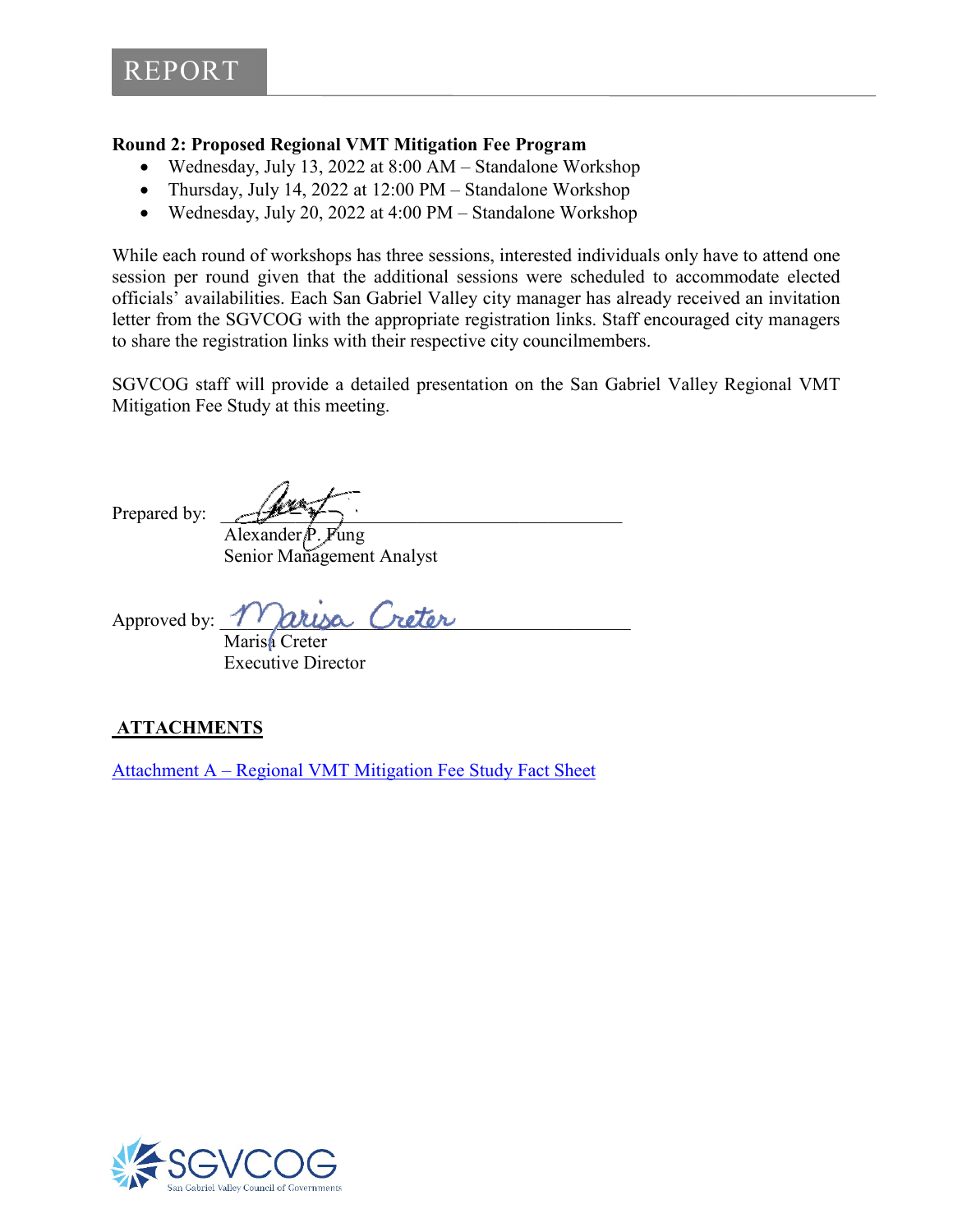**Round 2: Proposed Regional VMT Mitigation Fee Program**

- Wednesday, July 13, 2022 at 8:00 AM – Standalone Workshop
- Thursday, July 14, 2022 at 12:00 PM – Standalone Workshop
- Wednesday, July 20, 2022 at 4:00 PM – Standalone Workshop

While each round of workshops has three sessions, interested individuals only have to attend one session per round given that the additional sessions were scheduled to accommodate elected officials' availabilities. Each San Gabriel Valley city manager has already received an invitation letter from the SGVCOG with the appropriate registration links. Staff encouraged city managers to share the registration links with their respective city councilmembers.

SGVCOG staff will provide a detailed presentation on the San Gabriel Valley Regional VMT Mitigation Fee Study at this meeting.

Prepared by: ____________________
Alexander P. Fung
Senior Management Analyst

Approved by: Marisa Creter
Marisa Creter
Executive Director

**ATTACHMENTS**

Attachment A – Regional VMT Mitigation Fee Study Fact Sheet